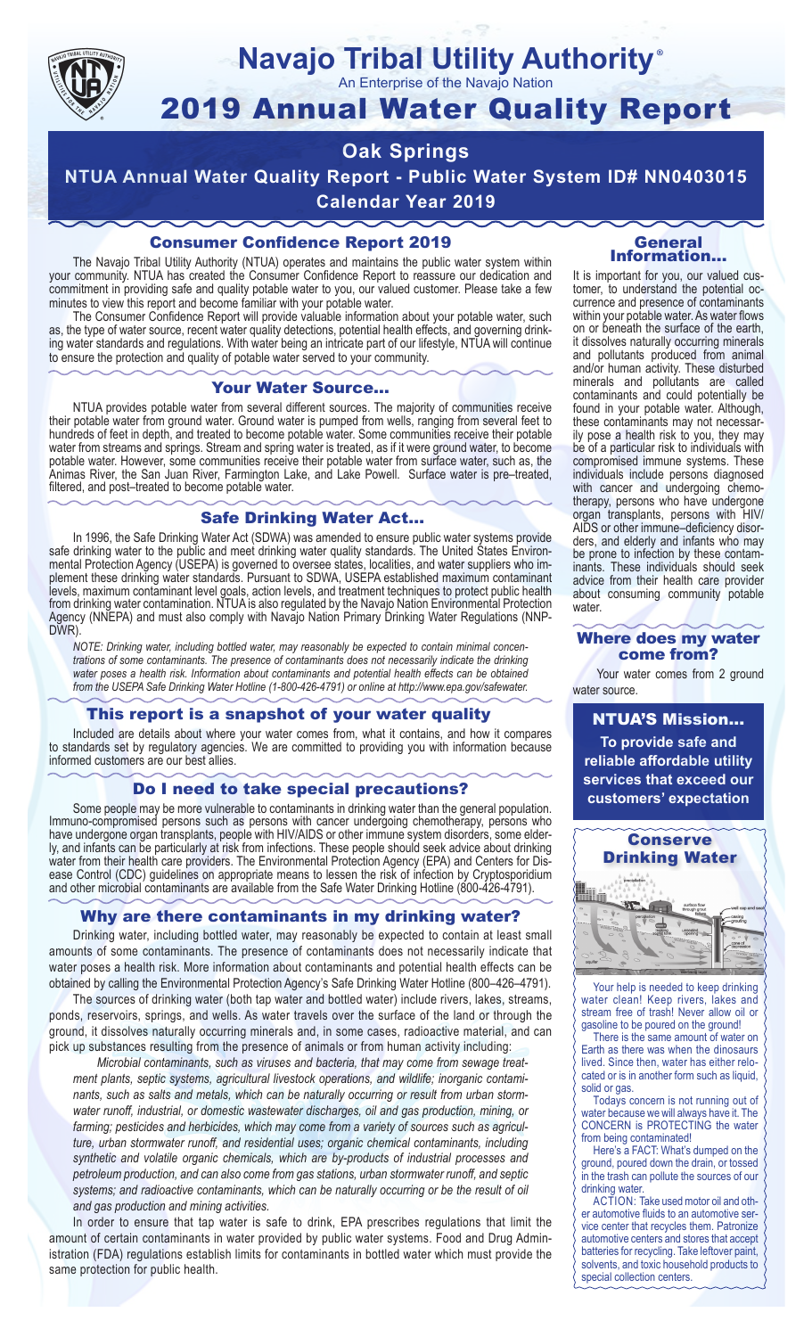# Navajo Tribal Utility Authority®

An Enterprise of the Navajo Nation

# 2019 Annual Water Quality Report

## Oak Springs

## NTUA Annual Water Quality Report - Public Water System ID# NN0403015

## Calendar Year 2019

### Consumer Confidence Report 2019

The Navajo Tribal Utility Authority (NTUA) operates and maintains the public water system within your community. NTUA has created the Consumer Confidence Report to reassure our dedication and commitment in providing safe and quality potable water to you, our valued customer. Please take a few minutes to view this report and become familiar with your potable water.

The Consumer Confidence Report will provide valuable information about your potable water, such as, the type of water source, recent water quality detections, potential health effects, and governing drinking water standards and regulations. With water being an intricate part of our lifestyle, NTUA will continue to ensure the protection and quality of potable water served to your community.

### Your Water Source...

NTUA provides potable water from several different sources. The majority of communities receive their potable water from ground water. Ground water is pumped from wells, ranging from several feet to hundreds of feet in depth, and treated to become potable water. Some communities receive their potable water from streams and springs. Stream and spring water is treated, as if it were ground water, to become potable water. However, some communities receive their potable water from surface water, such as, the Animas River, the San Juan River, Farmington Lake, and Lake Powell. Surface water is pre–treated, filtered, and post–treated to become potable water.

### Safe Drinking Water Act...

In 1996, the Safe Drinking Water Act (SDWA) was amended to ensure public water systems provide safe drinking water to the public and meet drinking water quality standards. The United States Environmental Protection Agency (USEPA) is governed to oversee states, localities, and water suppliers who implement these drinking water standards. Pursuant to SDWA, USEPA established maximum contaminant levels, maximum contaminant level goals, action levels, and treatment techniques to protect public health from drinking water contamination. NTUA is also regulated by the Navajo Nation Environmental Protection Agency (NNEPA) and must also comply with Navajo Nation Primary Drinking Water Regulations (NNPDWR).

*NOTE: Drinking water, including bottled water, may reasonably be expected to contain minimal concentrations of some contaminants. The presence of contaminants does not necessarily indicate the drinking water poses a health risk. Information about contaminants and potential health effects can be obtained from the USEPA Safe Drinking Water Hotline (1-800-426-4791) or online at http://www.epa.gov/safewater.*

### This report is a snapshot of your water quality

Included are details about where your water comes from, what it contains, and how it compares to standards set by regulatory agencies. We are committed to providing you with information because informed customers are our best allies.

### Do I need to take special precautions?

Some people may be more vulnerable to contaminants in drinking water than the general population. Immuno-compromised persons such as persons with cancer undergoing chemotherapy, persons who have undergone organ transplants, people with HIV/AIDS or other immune system disorders, some elderly, and infants can be particularly at risk from infections. These people should seek advice about drinking water from their health care providers. The Environmental Protection Agency (EPA) and Centers for Disease Control (CDC) guidelines on appropriate means to lessen the risk of infection by Cryptosporidium and other microbial contaminants are available from the Safe Water Drinking Hotline (800-426-4791).

### Why are there contaminants in my drinking water?

Drinking water, including bottled water, may reasonably be expected to contain at least small amounts of some contaminants. The presence of contaminants does not necessarily indicate that water poses a health risk. More information about contaminants and potential health effects can be obtained by calling the Environmental Protection Agency's Safe Drinking Water Hotline (800–426–4791).

The sources of drinking water (both tap water and bottled water) include rivers, lakes, streams, ponds, reservoirs, springs, and wells. As water travels over the surface of the land or through the ground, it dissolves naturally occurring minerals and, in some cases, radioactive material, and can pick up substances resulting from the presence of animals or from human activity including:

*Microbial contaminants, such as viruses and bacteria, that may come from sewage treatment plants, septic systems, agricultural livestock operations, and wildlife; inorganic contaminants, such as salts and metals, which can be naturally occurring or result from urban stormwater runoff, industrial, or domestic wastewater discharges, oil and gas production, mining, or farming; pesticides and herbicides, which may come from a variety of sources such as agriculture, urban stormwater runoff, and residential uses; organic chemical contaminants, including synthetic and volatile organic chemicals, which are by-products of industrial processes and petroleum production, and can also come from gas stations, urban stormwater runoff, and septic systems; and radioactive contaminants, which can be naturally occurring or be the result of oil and gas production and mining activities.*

In order to ensure that tap water is safe to drink, EPA prescribes regulations that limit the amount of certain contaminants in water provided by public water systems. Food and Drug Administration (FDA) regulations establish limits for contaminants in bottled water which must provide the same protection for public health.

### General Information...

It is important for you, our valued customer, to understand the potential occurrence and presence of contaminants within your potable water. As water flows on or beneath the surface of the earth, it dissolves naturally occurring minerals and pollutants produced from animal and/or human activity. These disturbed minerals and pollutants are called contaminants and could potentially be found in your potable water. Although, these contaminants may not necessarily pose a health risk to you, they may be of a particular risk to individuals with compromised immune systems. These individuals include persons diagnosed with cancer and undergoing chemotherapy, persons who have undergone organ transplants, persons with HIV/AIDS or other immune–deficiency disorders, and elderly and infants who may be prone to infection by these contaminants. These individuals should seek advice from their health care provider about consuming community potable water.

### Where does my water come from?

Your water comes from 2 ground water source.

### NTUA'S Mission...

**To provide safe and reliable affordable utility services that exceed our customers' expectation**

### Conserve Drinking Water

Your help is needed to keep drinking water clean! Keep rivers, lakes and stream free of trash! Never allow oil or gasoline to be poured on the ground!

There is the same amount of water on Earth as there was when the dinosaurs lived. Since then, water has either relocated or is in another form such as liquid, solid or gas.

Todays concern is not running out of water because we will always have it. The CONCERN is PROTECTING the water from being contaminated!

Here's a FACT: What's dumped on the ground, poured down the drain, or tossed in the trash can pollute the sources of our drinking water.

ACTION: Take used motor oil and other automotive fluids to an automotive service center that recycles them. Patronize automotive centers and stores that accept batteries for recycling. Take leftover paint, solvents, and toxic household products to special collection centers.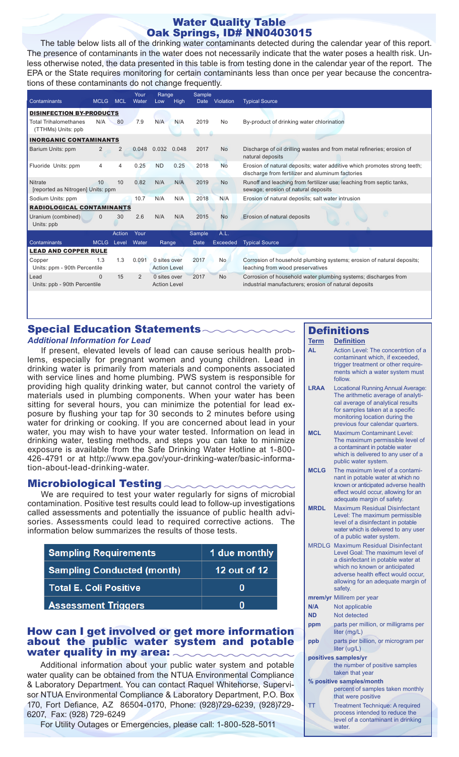# Water Quality Table
## Oak Springs, ID# NN0403015

The table below lists all of the drinking water contaminants detected during the calendar year of this report. The presence of contaminants in the water does not necessarily indicate that the water poses a health risk. Unless otherwise noted, the data presented in this table is from testing done in the calendar year of the report. The EPA or the State requires monitoring for certain contaminants less than once per year because the concentrations of these contaminants do not change frequently.

| Contaminants | MCLG | MCL | Your Water | Range Low | Range High | Sample Date | Violation | Typical Source |
|---|---|---|---|---|---|---|---|---|
| **DISINFECTION BY-PRODUCTS** | | | | | | | | |
| Total Trihalomethanes (TTHMs) Units: ppb | N/A | 80 | 7.9 | N/A | N/A | 2019 | No | By-product of drinking water chlorination |
| **INORGANIC CONTAMINANTS** | | | | | | | | |
| Barium Units: ppm | 2 | 2 | 0.048 | 0.032 | 0.048 | 2017 | No | Discharge of oil drilling wastes and from metal refineries; erosion of natural deposits |
| Fluoride Units: ppm | 4 | 4 | 0.25 | ND | 0.25 | 2018 | No | Erosion of natural deposits; water additive which promotes strong teeth; discharge from fertilizer and aluminum factories |
| Nitrate [reported as Nitrogen] Units: ppm | 10 | 10 | 0.82 | N/A | N/A | 2019 | No | Runoff and leaching from fertilizer use; leaching from septic tanks, sewage; erosion of natural deposits |
| Sodium Units: ppm | | | 10.7 | N/A | N/A | 2018 | N/A | Erosion of natural deposits; salt water intrusion |
| **RADIOLOGICAL CONTAMINANTS** | | | | | | | | |
| Uranium (combined) Units: ppb | 0 | 30 | 2.6 | N/A | N/A | 2015 | No | Erosion of natural deposits |
| **Contaminants** | **MCLG** | **Action Level** | **Your Water** | **Range** | | **Sample Date** | **A.L. Exceeded** | **Typical Source** |
| **LEAD AND COPPER RULE** | | | | | | | | |
| Copper Units: ppm - 90th Percentile | 1.3 | 1.3 | 0.091 | 0 sites over Action Level | | 2017 | No | Corrosion of household plumbing systems; erosion of natural deposits; leaching from wood preservatives |
| Lead Units: ppb - 90th Percentile | 0 | 15 | 2 | 0 sites over Action Level | | 2017 | No | Corrosion of household water plumbing systems; discharges from industrial manufacturers; erosion of natural deposits |

## Special Education Statements

### *Additional Information for Lead*

If present, elevated levels of lead can cause serious health problems, especially for pregnant women and young children. Lead in drinking water is primarily from materials and components associated with service lines and home plumbing. PWS system is responsible for providing high quality drinking water, but cannot control the variety of materials used in plumbing components. When your water has been sitting for several hours, you can minimize the potential for lead exposure by flushing your tap for 30 seconds to 2 minutes before using water for drinking or cooking. If you are concerned about lead in your water, you may wish to have your water tested. Information on lead in drinking water, testing methods, and steps you can take to minimize exposure is available from the Safe Drinking Water Hotline at 1-800-426-4791 or at http://www.epa.gov/your-drinking-water/basic-information-about-lead-drinking-water.

## Microbiological Testing

We are required to test your water regularly for signs of microbial contamination. Positive test results could lead to follow-up investigations called assessments and potentially the issuance of public health advisories. Assessments could lead to required corrective actions. The information below summarizes the results of those tests.

| | |
|---|---|
| Sampling Requirements | 1 due monthly |
| Sampling Conducted (month) | 12 out of 12 |
| Total E. Coli Positive | 0 |
| Assessment Triggers | 0 |

## How can I get involved or get more information about the public water system and potable water quality in my area:

Additional information about your public water system and potable water quality can be obtained from the NTUA Environmental Compliance & Laboratory Department. You can contact Raquel Whitehorse, Supervisor NTUA Environmental Compliance & Laboratory Department, P.O. Box 170, Fort Defiance, AZ 86504-0170, Phone: (928)729-6239, (928)729-6207, Fax: (928) 729-6249

For Utility Outages or Emergencies, please call: 1-800-528-5011

## Definitions

| Term | Definition |
|---|---|
| **AL** | Action Level: The concentrtion of a contaminant which, if exceeded, trigger treatment or other requirements which a water system must follow. |
| **LRAA** | Locational Running Annual Average: The arithmetic average of analytical average of analytical results for samples taken at a specific monitoring location during the previous four calendar quarters. |
| **MCL** | Maximum Contaminant Level: The maximum permissible level of a contaminant in potable water which is delivered to any user of a public water system. |
| **MCLG** | The maximum level of a contaminant in potable water at which no known or anticipated adverse health effect would occur, allowing for an adequate margin of safety. |
| **MRDL** | Maximum Residual Disinfectant Level: The maximum permissible level of a disinfectant in potable water which is delivered to any user of a public water system. |
| **MRDLG** | Maximum Residual Disinfectant Level Goal: The maximum level of a disinfectant in potable water at which no known or anticipated adverse health effect would occur, allowing for an adequate margin of safety. |
| **mrem/yr** | Millirem per year |
| **N/A** | Not applicable |
| **ND** | Not detected |
| **ppm** | parts per million, or milligrams per liter (mg/L) |
| **ppb** | parts per billion, or microgram per liter (ug/L) |
| **positives samples/yr** | the number of positive samples taken that year |
| **% positive samples/month** | percent of samples taken monthly that were positive |
| **TT** | Treatment Technique: A required process intended to reduce the level of a contaminant in drinking water. |